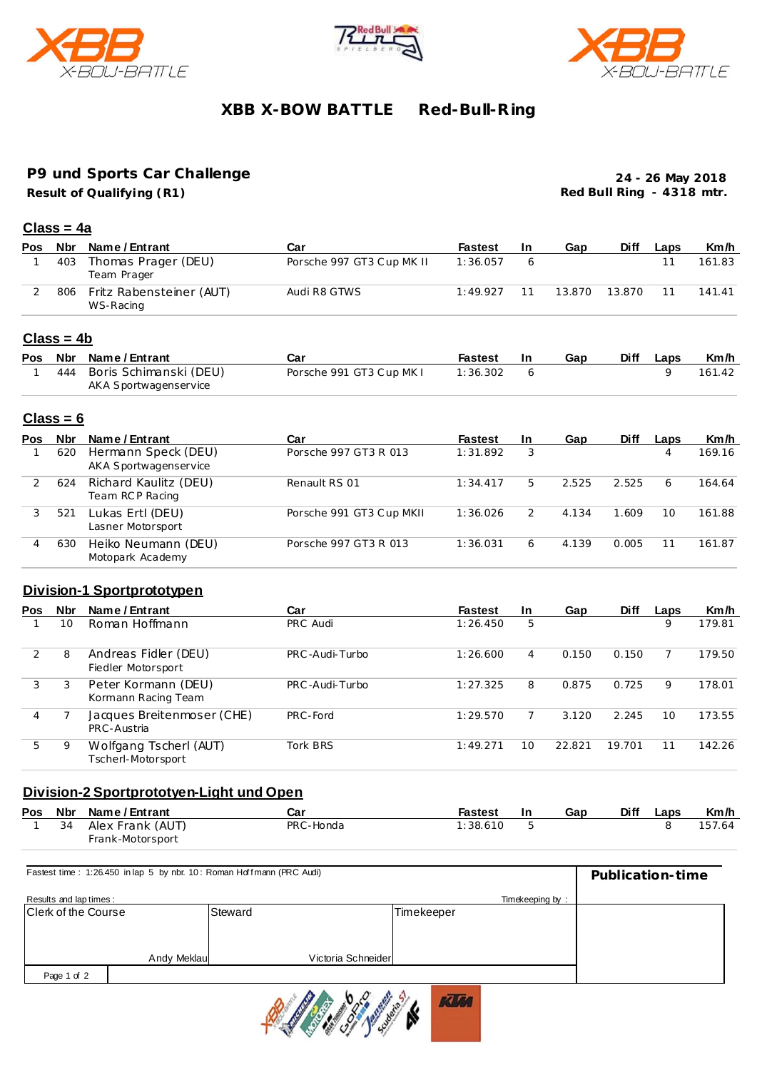# XBB X-BOW BATTLE Red-Bull-Ring

## P9 und Sports Car Challenge

**Result of Qualifying (R1)**

**24 - 26 May 2018**
**Red Bull Ring - 4318 mtr.**

### Class = 4a

| Pos | Nbr | Name / Entrant | Car | Fastest | In | Gap | Diff | Laps | Km/h |
|---|---|---|---|---|---|---|---|---|---|
| 1 | 403 | Thomas Prager (DEU)<br>Team Prager | Porsche 997 GT3 Cup MK II | 1:36.057 | 6 | | | 11 | 161.83 |
| 2 | 806 | Fritz Rabensteiner (AUT)<br>WS-Racing | Audi R8 GTWS | 1:49.927 | 11 | 13.870 | 13.870 | 11 | 141.41 |

### Class = 4b

| Pos | Nbr | Name / Entrant | Car | Fastest | In | Gap | Diff | Laps | Km/h |
|---|---|---|---|---|---|---|---|---|---|
| 1 | 444 | Boris Schimanski (DEU)<br>AKA Sportwagenservice | Porsche 991 GT3 Cup MK I | 1:36.302 | 6 | | | 9 | 161.42 |

### Class = 6

| Pos | Nbr | Name / Entrant | Car | Fastest | In | Gap | Diff | Laps | Km/h |
|---|---|---|---|---|---|---|---|---|---|
| 1 | 620 | Hermann Speck (DEU)<br>AKA Sportwagenservice | Porsche 997 GT3 R 013 | 1:31.892 | 3 | | | 4 | 169.16 |
| 2 | 624 | Richard Kaulitz (DEU)<br>Team RCP Racing | Renault RS 01 | 1:34.417 | 5 | 2.525 | 2.525 | 6 | 164.64 |
| 3 | 521 | Lukas Ertl (DEU)<br>Lasner Motorsport | Porsche 991 GT3 Cup MKII | 1:36.026 | 2 | 4.134 | 1.609 | 10 | 161.88 |
| 4 | 630 | Heiko Neumann (DEU)<br>Motopark Academy | Porsche 997 GT3 R 013 | 1:36.031 | 6 | 4.139 | 0.005 | 11 | 161.87 |

### Division-1 Sportprototypen

| Pos | Nbr | Name / Entrant | Car | Fastest | In | Gap | Diff | Laps | Km/h |
|---|---|---|---|---|---|---|---|---|---|
| 1 | 10 | Roman Hoffmann | PRC Audi | 1:26.450 | 5 | | | 9 | 179.81 |
| 2 | 8 | Andreas Fidler (DEU)<br>Fiedler Motorsport | PRC-Audi-Turbo | 1:26.600 | 4 | 0.150 | 0.150 | 7 | 179.50 |
| 3 | 3 | Peter Kormann (DEU)<br>Kormann Racing Team | PRC-Audi-Turbo | 1:27.325 | 8 | 0.875 | 0.725 | 9 | 178.01 |
| 4 | 7 | Jacques Breitenmoser (CHE)<br>PRC-Austria | PRC-Ford | 1:29.570 | 7 | 3.120 | 2.245 | 10 | 173.55 |
| 5 | 9 | Wolfgang Tscherl (AUT)<br>Tscherl-Motorsport | Tork BRS | 1:49.271 | 10 | 22.821 | 19.701 | 11 | 142.26 |

### Division-2 Sportprototypen-Light und Open

| Pos | Nbr | Name / Entrant | Car | Fastest | In | Gap | Diff | Laps | Km/h |
|---|---|---|---|---|---|---|---|---|---|
| 1 | 34 | Alex Frank (AUT)<br>Frank-Motorsport | PRC-Honda | 1:38.610 | 5 | | | 8 | 157.64 |

Fastest time : 1:26.450 in lap 5 by nbr. 10 : Roman Hoffmann (PRC Audi)

**Publication-time**

Results and lap times : Timekeeping by :

| Clerk of the Course | Steward | Timekeeper |
|---|---|---|
| Andy Meklau | Victoria Schneider | |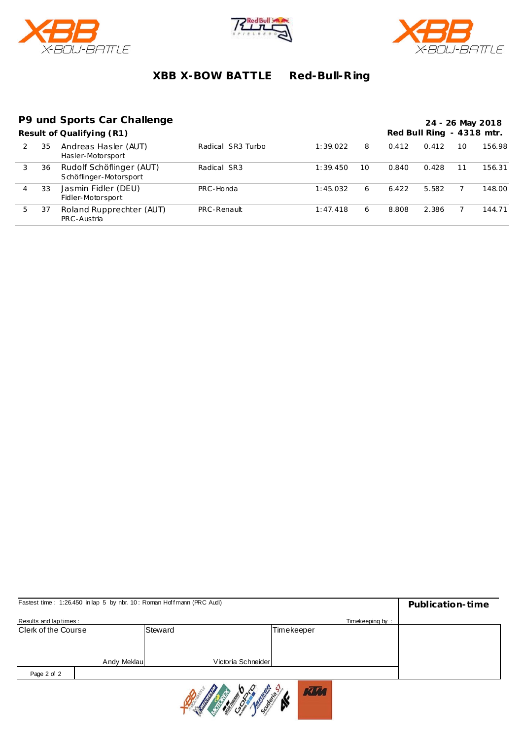# XBB X-BOW BATTLE Red-Bull-Ring

## P9 und Sports Car Challenge

24 - 26 May 2018

**Result of Qualifying (R1)**

**Red Bull Ring - 4318 mtr.**

| | | | | | | | | | |
|---|---|---|---|---|---|---|---|---|---|
| 2 | 35 | Andreas Hasler (AUT)<br>Hasler-Motorsport | Radical SR3 Turbo | 1:39.022 | 8 | 0.412 | 0.412 | 10 | 156.98 |
| 3 | 36 | Rudolf Schöflinger (AUT)<br>Schöflinger-Motorsport | Radical SR3 | 1:39.450 | 10 | 0.840 | 0.428 | 11 | 156.31 |
| 4 | 33 | Jasmin Fidler (DEU)<br>Fidler-Motorsport | PRC-Honda | 1:45.032 | 6 | 6.422 | 5.582 | 7 | 148.00 |
| 5 | 37 | Roland Rupprechter (AUT)<br>PRC-Austria | PRC-Renault | 1:47.418 | 6 | 8.808 | 2.386 | 7 | 144.71 |

Fastest time : 1:26.450 in lap 5 by nbr. 10 : Roman Hoffmann (PRC Audi)

**Publication-time**

Results and lap times :

Timekeeping by :

| Clerk of the Course | Steward | Timekeeper |
|---|---|---|
| Andy Meklau | Victoria Schneider | |